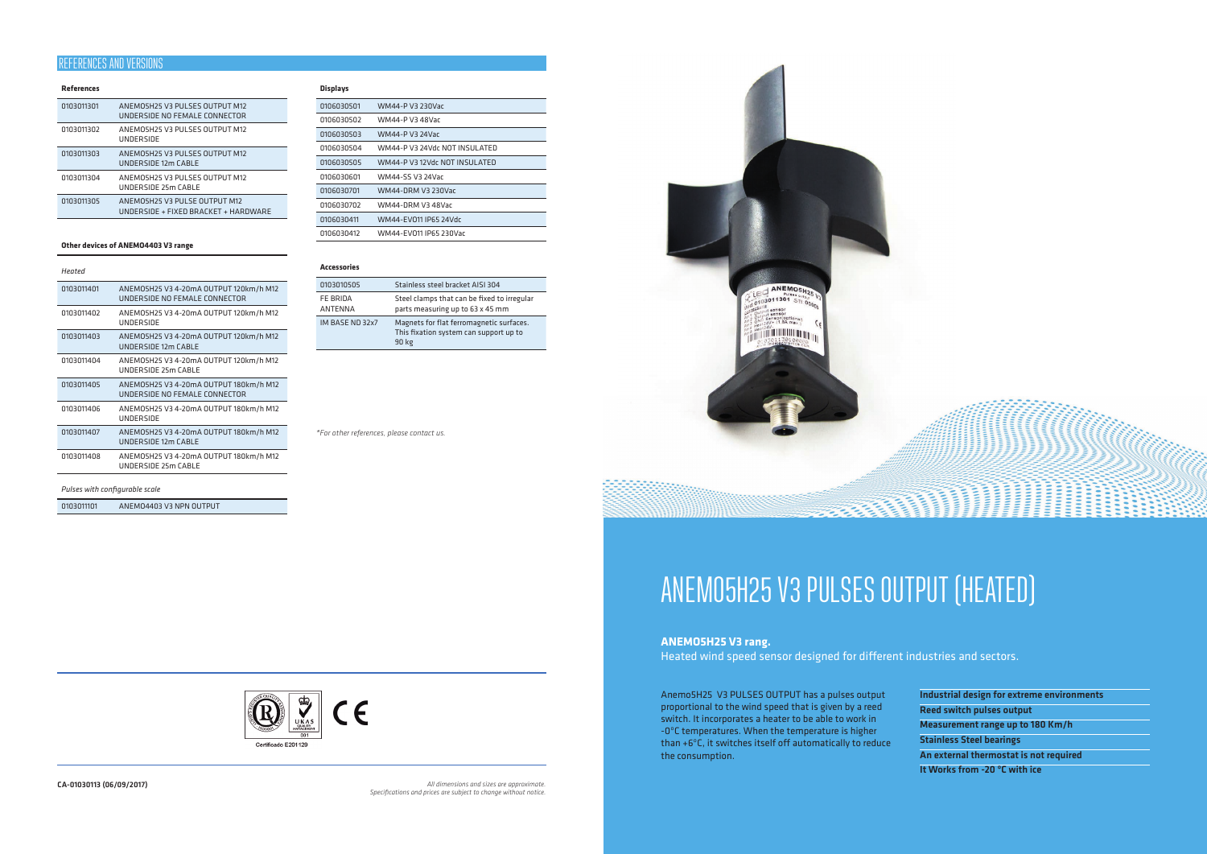## REFERENCES AND VERSIONS

**References**

| | |
|---|---|
| 0103011301 | ANEMO5H25 V3 PULSES OUTPUT M12 UNDERSIDE NO FEMALE CONNECTOR |
| 0103011302 | ANEMO5H25 V3 PULSES OUTPUT M12 UNDERSIDE |
| 0103011303 | ANEMO5H25 V3 PULSES OUTPUT M12 UNDERSIDE 12m CABLE |
| 0103011304 | ANEMO5H25 V3 PULSES OUTPUT M12 UNDERSIDE 25m CABLE |
| 0103011305 | ANEMO5H25 V3 PULSE OUTPUT M12 UNDERSIDE + FIXED BRACKET + HARDWARE |

**Other devices of ANEMO4403 V3 range**

*Heated*

| | |
|---|---|
| 0103011401 | ANEMO5H25 V3 4-20mA OUTPUT 120km/h M12 UNDERSIDE NO FEMALE CONNECTOR |
| 0103011402 | ANEMO5H25 V3 4-20mA OUTPUT 120km/h M12 UNDERSIDE |
| 0103011403 | ANEMO5H25 V3 4-20mA OUTPUT 120km/h M12 UNDERSIDE 12m CABLE |
| 0103011404 | ANEMO5H25 V3 4-20mA OUTPUT 120km/h M12 UNDERSIDE 25m CABLE |
| 0103011405 | ANEMO5H25 V3 4-20mA OUTPUT 180km/h M12 UNDERSIDE NO FEMALE CONNECTOR |
| 0103011406 | ANEMO5H25 V3 4-20mA OUTPUT 180km/h M12 UNDERSIDE |
| 0103011407 | ANEMO5H25 V3 4-20mA OUTPUT 180km/h M12 UNDERSIDE 12m CABLE |
| 0103011408 | ANEMO5H25 V3 4-20mA OUTPUT 180km/h M12 UNDERSIDE 25m CABLE |

*Pulses with configurable scale*

| | |
|---|---|
| 0103011101 | ANEMO4403 V3 NPN OUTPUT |

**Displays**

| | |
|---|---|
| 0106030501 | WM44-P V3 230Vac |
| 0106030502 | WM44-P V3 48Vac |
| 0106030503 | WM44-P V3 24Vac |
| 0106030504 | WM44-P V3 24Vdc NOT INSULATED |
| 0106030505 | WM44-P V3 12Vdc NOT INSULATED |
| 0106030601 | WM44-SS V3 24Vac |
| 0106030701 | WM44-DRM V3 230Vac |
| 0106030702 | WM44-DRM V3 48Vac |
| 0106030411 | WM44-EVO11 IP65 24Vdc |
| 0106030412 | WM44-EVO11 IP65 230Vac |

**Accessories**

| | |
|---|---|
| 0103010505 | Stainless steel bracket AISI 304 |
| FE BRIDA ANTENNA | Steel clamps that can be fixed to irregular parts measuring up to 63 x 45 mm |
| IM BASE ND 32x7 | Magnets for flat ferromagnetic surfaces. This fixation system can support up to 90 kg |

*\*For other references, please contact us.*

Certificado E201129

CA-01030113 (06/09/2017)

*All dimensions and sizes are approximate. Specifications and prices are subject to change without notice.*

# ANEMO5H25 V3 PULSES OUTPUT (HEATED)

**ANEMO5H25 V3 rang.**

Heated wind speed sensor designed for different industries and sectors.

Anemo5H25 V3 PULSES OUTPUT has a pulses output proportional to the wind speed that is given by a reed switch. It incorporates a heater to be able to work in -0°C temperatures. When the temperature is higher than +6°C, it switches itself off automatically to reduce the consumption.

- **Industrial design for extreme environments**
- **Reed switch pulses output**
- **Measurement range up to 180 Km/h**
- **Stainless Steel bearings**
- **An external thermostat is not required**
- **It Works from -20 °C with ice**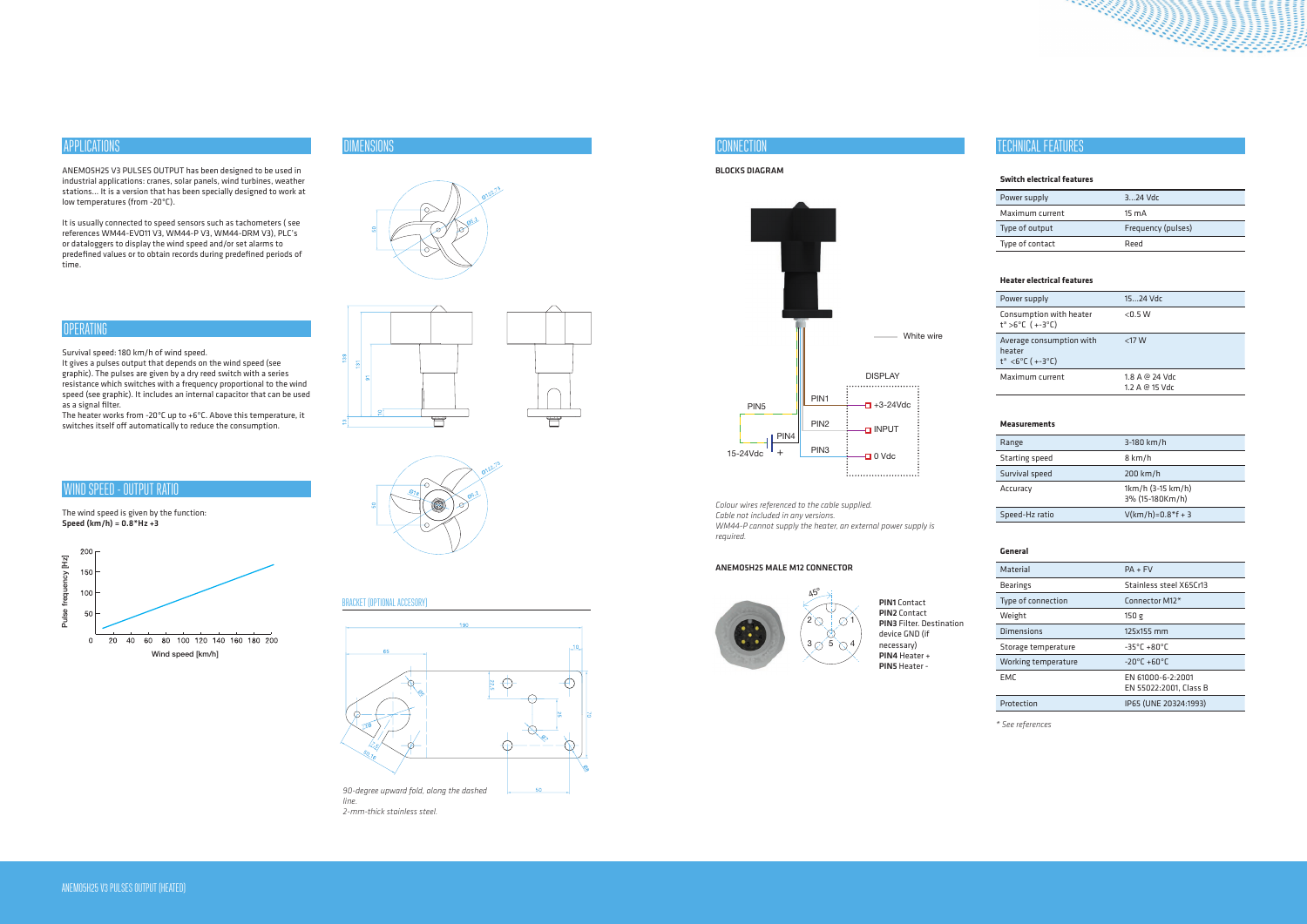## APPLICATIONS

ANEMO5H25 V3 PULSES OUTPUT has been designed to be used in industrial applications: cranes, solar panels, wind turbines, weather stations... It is a version that has been specially designed to work at low temperatures (from -20°C).

It is usually connected to speed sensors such as tachometers ( see references WM44-EVO11 V3, WM44-P V3, WM44-DRM V3), PLC's or dataloggers to display the wind speed and/or set alarms to predefined values or to obtain records during predefined periods of time.

## OPERATING

Survival speed: 180 km/h of wind speed.
It gives a pulses output that depends on the wind speed (see graphic). The pulses are given by a dry reed switch with a series resistance which switches with a frequency proportional to the wind speed (see graphic). It includes an internal capacitor that can be used as a signal filter.
The heater works from -20°C up to +6°C. Above this temperature, it switches itself off automatically to reduce the consumption.

## WIND SPEED - OUTPUT RATIO

The wind speed is given by the function:
**Speed (km/h) = 0.8*Hz +3**

Pulse frequency [Hz]
200
150
100
50
0
20 40 60 80 100 120 140 160 180 200
Wind speed [km/h]

## DIMENSIONS

Ø122.73
50
Ø5.2
138
131
91
20
13
Ø18
Ø5.2
Ø122.73
50

### BRACKET (OPTIONAL ACCESORY)

190
65
10
Ø6
Ø8
Ø22
25
70
Ø7
Ø8
R3.18
50

*90-degree upward fold, along the dashed line.*
*2-mm-thick stainless steel.*

## CONNECTION

**BLOCKS DIAGRAM**

White wire
DISPLAY
PIN1 +3-24Vdc
PIN2 INPUT
PIN3 0 Vdc
PIN5
PIN4
15-24Vdc +

*Colour wires referenced to the cable supplied.*
*Cable not included in any versions.*
*WM44-P cannot supply the heater, an external power supply is required.*

**ANEMO5H25 MALE M12 CONNECTOR**

45°
2 1
3 5 4

**PIN1** Contact
**PIN2** Contact
**PIN3** Filter. Destination device GND (if necessary)
**PIN4** Heater +
**PIN5** Heater -

## TECHNICAL FEATURES

**Switch electrical features**

| | |
|---|---|
| Power supply | 3…24 Vdc |
| Maximum current | 15 mA |
| Type of output | Frequency (pulses) |
| Type of contact | Reed |

**Heater electrical features**

| | |
|---|---|
| Power supply | 15…24 Vdc |
| Consumption with heater t° >6°C ( +-3°C) | <0.5 W |
| Average consumption with heater t° <6°C ( +-3°C) | <17 W |
| Maximum current | 1.8 A @ 24 Vdc<br>1.2 A @ 15 Vdc |

**Measurements**

| | |
|---|---|
| Range | 3-180 km/h |
| Starting speed | 8 km/h |
| Survival speed | 200 km/h |
| Accuracy | 1km/h (3-15 km/h)<br>3% (15-180Km/h) |
| Speed-Hz ratio | V(km/h)=0.8*f + 3 |

**General**

| | |
|---|---|
| Material | PA + FV |
| Bearings | Stainless steel X65Cr13 |
| Type of connection | Connector M12* |
| Weight | 150 g |
| Dimensions | 125x155 mm |
| Storage temperature | -35°C +80°C |
| Working temperature | -20°C +60°C |
| EMC | EN 61000-6-2:2001<br>EN 55022:2001, Class B |
| Protection | IP65 (UNE 20324:1993) |

*\* See references*